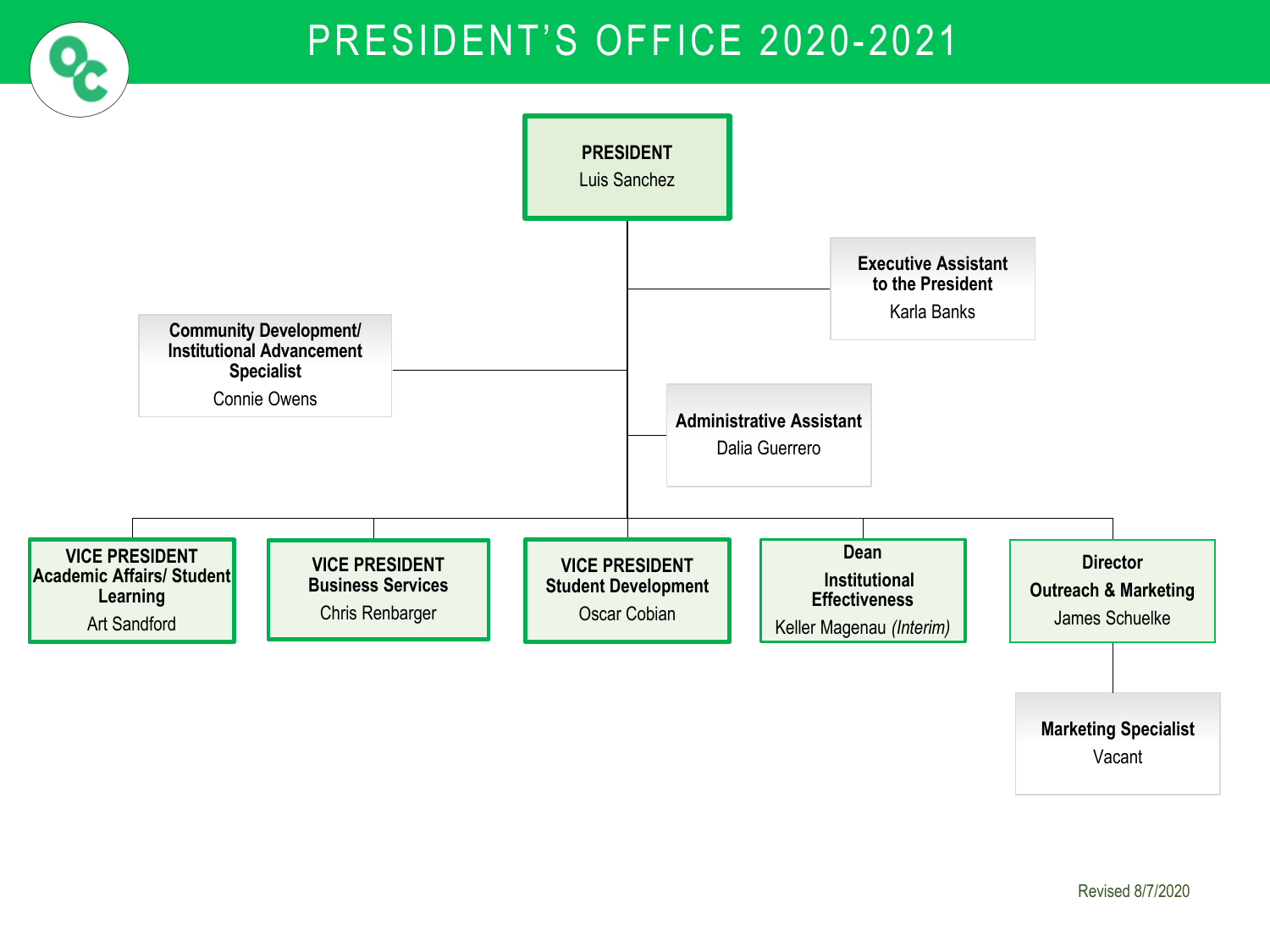# PRESIDENT'S OFFICE 2020-2021

**PRESIDENT**
Luis Sanchez

- **Executive Assistant to the President**
  Karla Banks
- **Community Development/ Institutional Advancement Specialist**
  Connie Owens
- **Administrative Assistant**
  Dalia Guerrero
- **VICE PRESIDENT Academic Affairs/ Student Learning**
  Art Sandford
- **VICE PRESIDENT Business Services**
  Chris Renbarger
- **VICE PRESIDENT Student Development**
  Oscar Cobian
- **Dean Institutional Effectiveness**
  Keller Magenau *(Interim)*
- **Director Outreach & Marketing**
  James Schuelke
  - **Marketing Specialist**
    Vacant

Revised 8/7/2020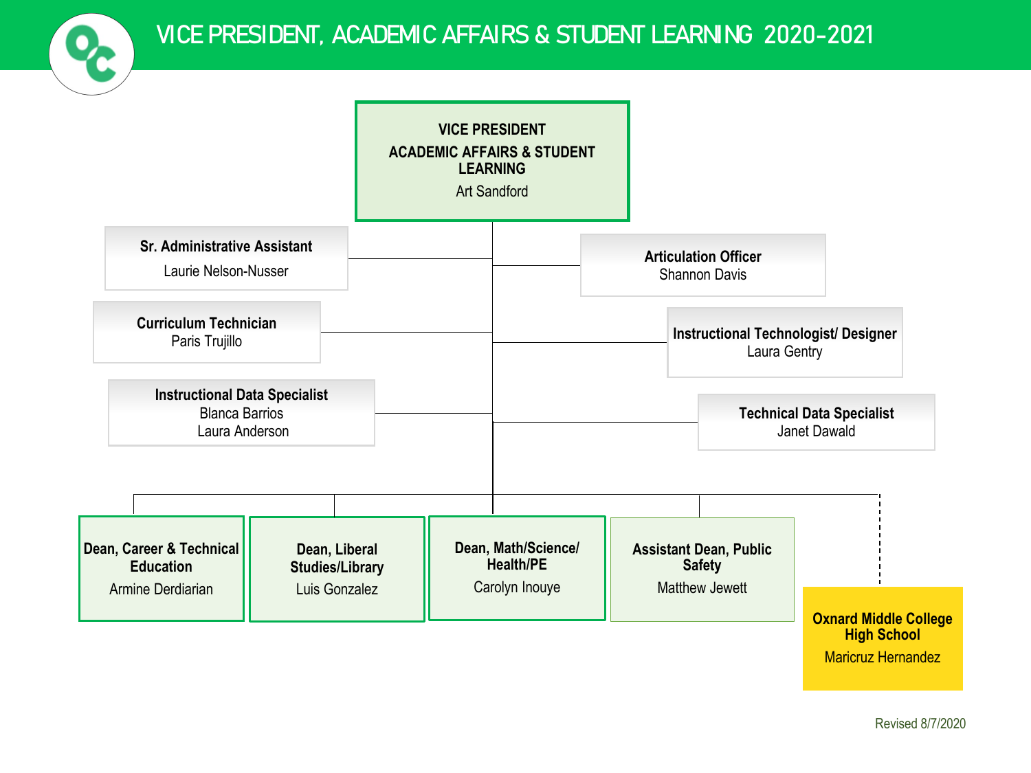# VICE PRESIDENT, ACADEMIC AFFAIRS & STUDENT LEARNING 2020-2021

**VICE PRESIDENT**
**ACADEMIC AFFAIRS & STUDENT LEARNING**
Art Sandford

**Sr. Administrative Assistant**
Laurie Nelson-Nusser

**Articulation Officer**
Shannon Davis

**Curriculum Technician**
Paris Trujillo

**Instructional Technologist/ Designer**
Laura Gentry

**Instructional Data Specialist**
Blanca Barrios
Laura Anderson

**Technical Data Specialist**
Janet Dawald

**Dean, Career & Technical Education**
Armine Derdiarian

**Dean, Liberal Studies/Library**
Luis Gonzalez

**Dean, Math/Science/ Health/PE**
Carolyn Inouye

**Assistant Dean, Public Safety**
Matthew Jewett

**Oxnard Middle College High School**
Maricruz Hernandez

Revised 8/7/2020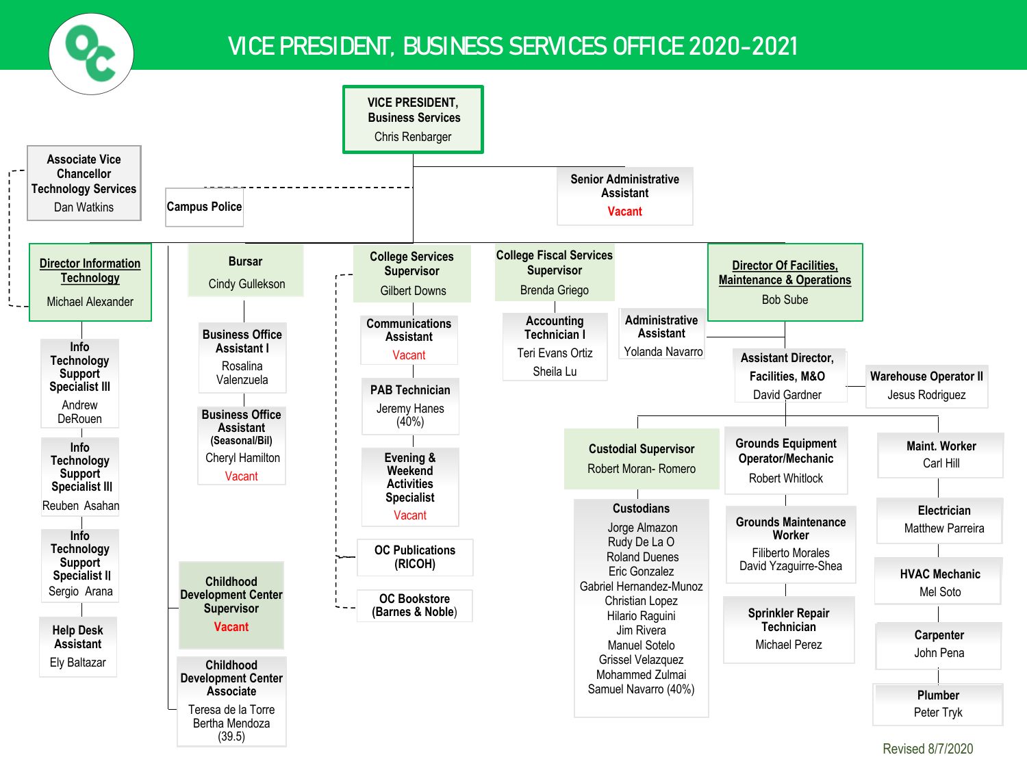# VICE PRESIDENT, BUSINESS SERVICES OFFICE 2020-2021

**VICE PRESIDENT, Business Services**
Chris Renbarger

- **Senior Administrative Assistant** — Vacant
- **Associate Vice Chancellor Technology Services** — Dan Watkins (dashed line)
- **Campus Police** (dashed line)

## Director Information Technology
Michael Alexander

- **Info Technology Support Specialist III** — Andrew DeRouen
- **Info Technology Support Specialist III** — Reuben Asahan
- **Info Technology Support Specialist II** — Sergio Arana
- **Help Desk Assistant** — Ely Baltazar

## Bursar
Cindy Gullekson

- **Business Office Assistant I** — Rosalina Valenzuela
- **Business Office Assistant (Seasonal/Bil)** — Cheryl Hamilton; Vacant
- **Childhood Development Center Supervisor** — Vacant
- **Childhood Development Center Associate** — Teresa de la Torre; Bertha Mendoza (39.5)

## College Services Supervisor
Gilbert Downs

- **Communications Assistant** — Vacant
- **PAB Technician** — Jeremy Hanes (40%)
- **Evening & Weekend Activities Specialist** — Vacant
- **OC Publications (RICOH)** (dashed line)
- **OC Bookstore (Barnes & Noble)** (dashed line)

## College Fiscal Services Supervisor
Brenda Griego

- **Accounting Technician I** — Teri Evans Ortiz; Sheila Lu

## Director Of Facilities, Maintenance & Operations
Bob Sube

- **Administrative Assistant** — Yolanda Navarro
- **Assistant Director, Facilities, M&O** — David Gardner
  - **Warehouse Operator II** — Jesus Rodriguez
  - **Custodial Supervisor** — Robert Moran- Romero
    - **Custodians** — Jorge Almazon, Rudy De La O, Roland Duenes, Eric Gonzalez, Gabriel Hernandez-Munoz, Christian Lopez, Hilario Raguini, Jim Rivera, Manuel Sotelo, Grissel Velazquez, Mohammed Zulmai, Samuel Navarro (40%)
  - **Grounds Equipment Operator/Mechanic** — Robert Whitlock
    - **Grounds Maintenance Worker** — Filiberto Morales; David Yzaguirre-Shea
    - **Sprinkler Repair Technician** — Michael Perez
  - **Maint. Worker** — Carl Hill
    - **Electrician** — Matthew Parreira
    - **HVAC Mechanic** — Mel Soto
    - **Carpenter** — John Pena
    - **Plumber** — Peter Tryk

Revised 8/7/2020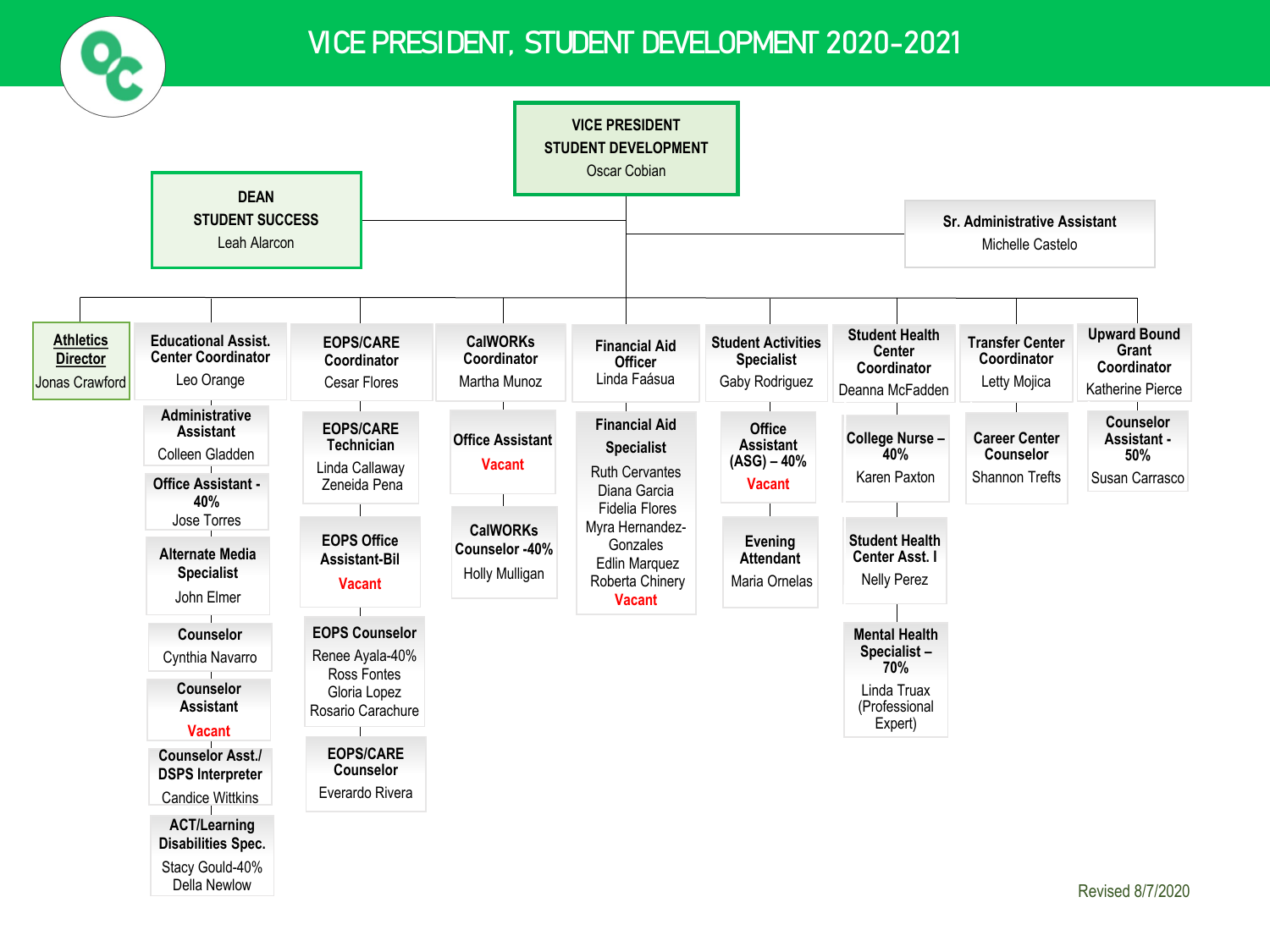# VICE PRESIDENT, STUDENT DEVELOPMENT 2020-2021

**VICE PRESIDENT STUDENT DEVELOPMENT**
Oscar Cobian

**DEAN STUDENT SUCCESS**
Leah Alarcon

**Sr. Administrative Assistant**
Michelle Castelo

**Athletics Director**
Jonas Crawford

**Educational Assist. Center Coordinator**
Leo Orange

- **Administrative Assistant** – Colleen Gladden
- **Office Assistant - 40%** – Jose Torres
- **Alternate Media Specialist** – John Elmer
- **Counselor** – Cynthia Navarro
- **Counselor Assistant** – Vacant
- **Counselor Asst./ DSPS Interpreter** – Candice Wittkins
- **ACT/Learning Disabilities Spec.** – Stacy Gould-40%, Della Newlow

**EOPS/CARE Coordinator**
Cesar Flores

- **EOPS/CARE Technician** – Linda Callaway, Zeneida Pena
- **EOPS Office Assistant-Bil** – Vacant
- **EOPS Counselor** – Renee Ayala-40%, Ross Fontes, Gloria Lopez, Rosario Carachure
- **EOPS/CARE Counselor** – Everardo Rivera

**CalWORKs Coordinator**
Martha Munoz

- **Office Assistant** – Vacant
- **CalWORKs Counselor -40%** – Holly Mulligan

**Financial Aid Officer**
Linda Faásua

- **Financial Aid Specialist** – Ruth Cervantes, Diana Garcia, Fidelia Flores, Myra Hernandez-Gonzales, Edlin Marquez, Roberta Chinery, Vacant

**Student Activities Specialist**
Gaby Rodriguez

- **Office Assistant (ASG) – 40%** – Vacant
- **Evening Attendant** – Maria Ornelas

**Student Health Center Coordinator**
Deanna McFadden

- **College Nurse – 40%** – Karen Paxton
- **Student Health Center Asst. I** – Nelly Perez
- **Mental Health Specialist – 70%** – Linda Truax (Professional Expert)

**Transfer Center Coordinator**
Letty Mojica

- **Career Center Counselor** – Shannon Trefts

**Upward Bound Grant Coordinator**
Katherine Pierce

- **Counselor Assistant - 50%** – Susan Carrasco

Revised 8/7/2020